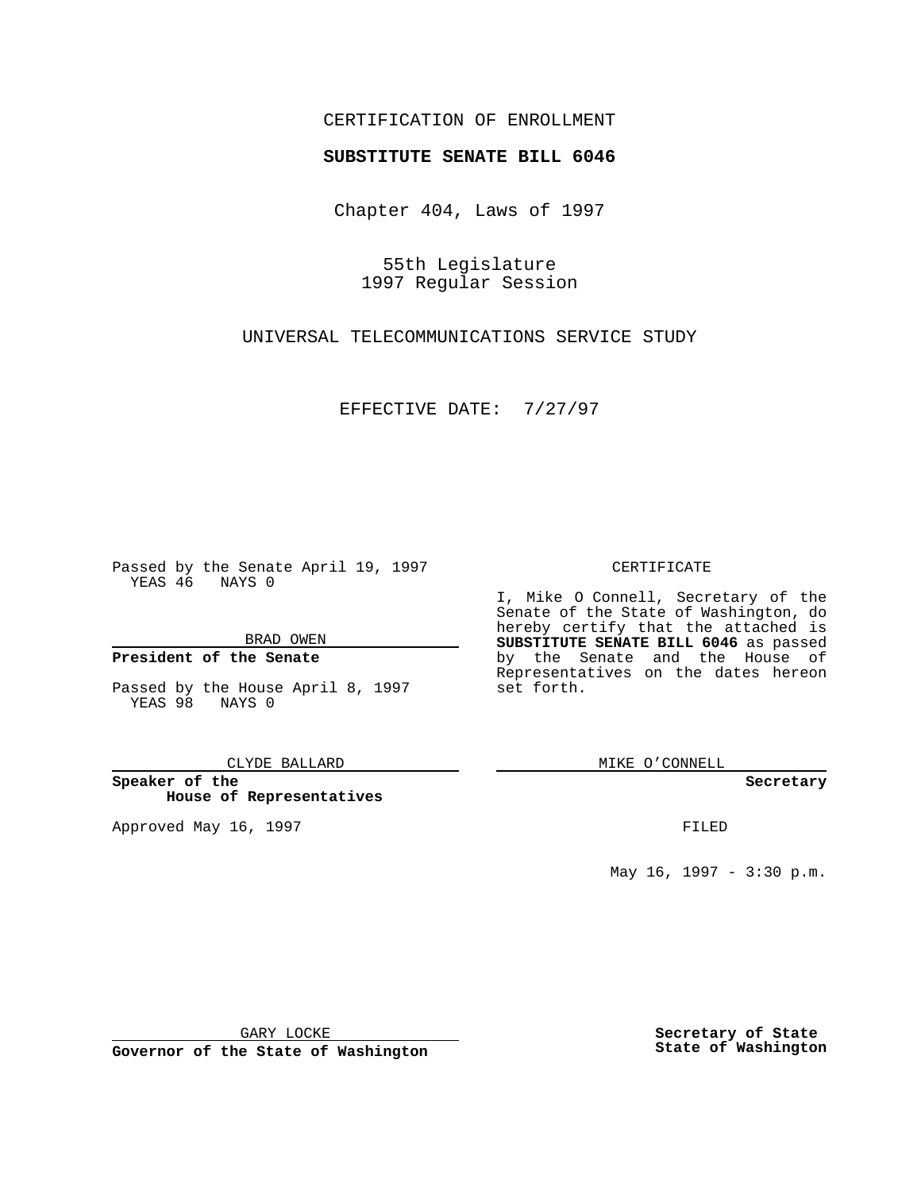CERTIFICATION OF ENROLLMENT

**SUBSTITUTE SENATE BILL 6046**

Chapter 404, Laws of 1997

55th Legislature
1997 Regular Session

UNIVERSAL TELECOMMUNICATIONS SERVICE STUDY

EFFECTIVE DATE: 7/27/97

Passed by the Senate April 19, 1997
YEAS 46 NAYS 0

BRAD OWEN

**President of the Senate**

Passed by the House April 8, 1997
YEAS 98 NAYS 0

CLYDE BALLARD

**Speaker of the House of Representatives**

Approved May 16, 1997

GARY LOCKE

**Governor of the State of Washington**

CERTIFICATE

I, Mike O Connell, Secretary of the Senate of the State of Washington, do hereby certify that the attached is **SUBSTITUTE SENATE BILL 6046** as passed by the Senate and the House of Representatives on the dates hereon set forth.

MIKE O'CONNELL

**Secretary**

FILED

May 16, 1997 - 3:30 p.m.

**Secretary of State**
**State of Washington**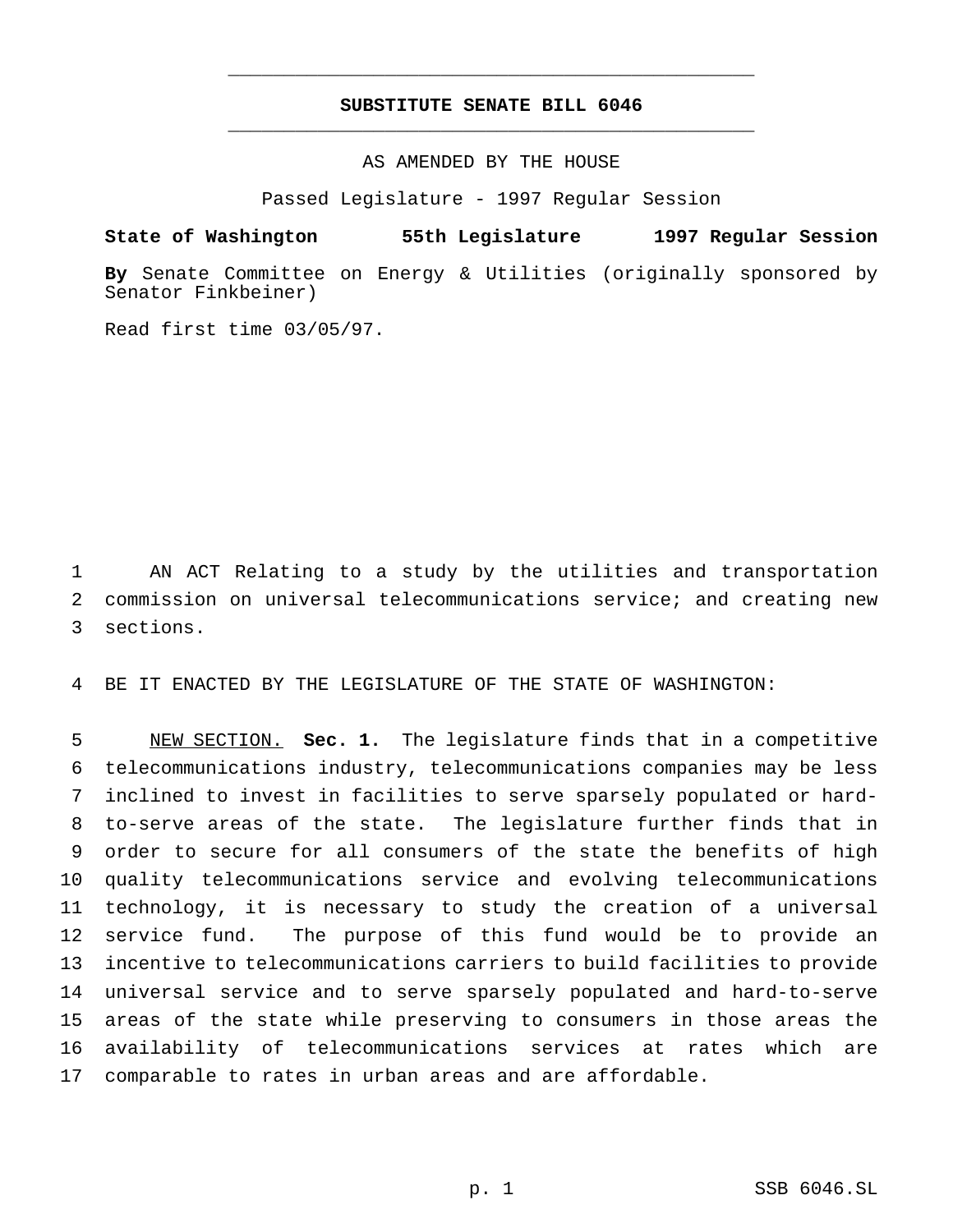**SUBSTITUTE SENATE BILL 6046**

AS AMENDED BY THE HOUSE

Passed Legislature - 1997 Regular Session

**State of Washington 55th Legislature 1997 Regular Session**

**By** Senate Committee on Energy & Utilities (originally sponsored by Senator Finkbeiner)

Read first time 03/05/97.

AN ACT Relating to a study by the utilities and transportation commission on universal telecommunications service; and creating new sections.

BE IT ENACTED BY THE LEGISLATURE OF THE STATE OF WASHINGTON:

NEW SECTION. **Sec. 1.** The legislature finds that in a competitive telecommunications industry, telecommunications companies may be less inclined to invest in facilities to serve sparsely populated or hard-to-serve areas of the state. The legislature further finds that in order to secure for all consumers of the state the benefits of high quality telecommunications service and evolving telecommunications technology, it is necessary to study the creation of a universal service fund. The purpose of this fund would be to provide an incentive to telecommunications carriers to build facilities to provide universal service and to serve sparsely populated and hard-to-serve areas of the state while preserving to consumers in those areas the availability of telecommunications services at rates which are comparable to rates in urban areas and are affordable.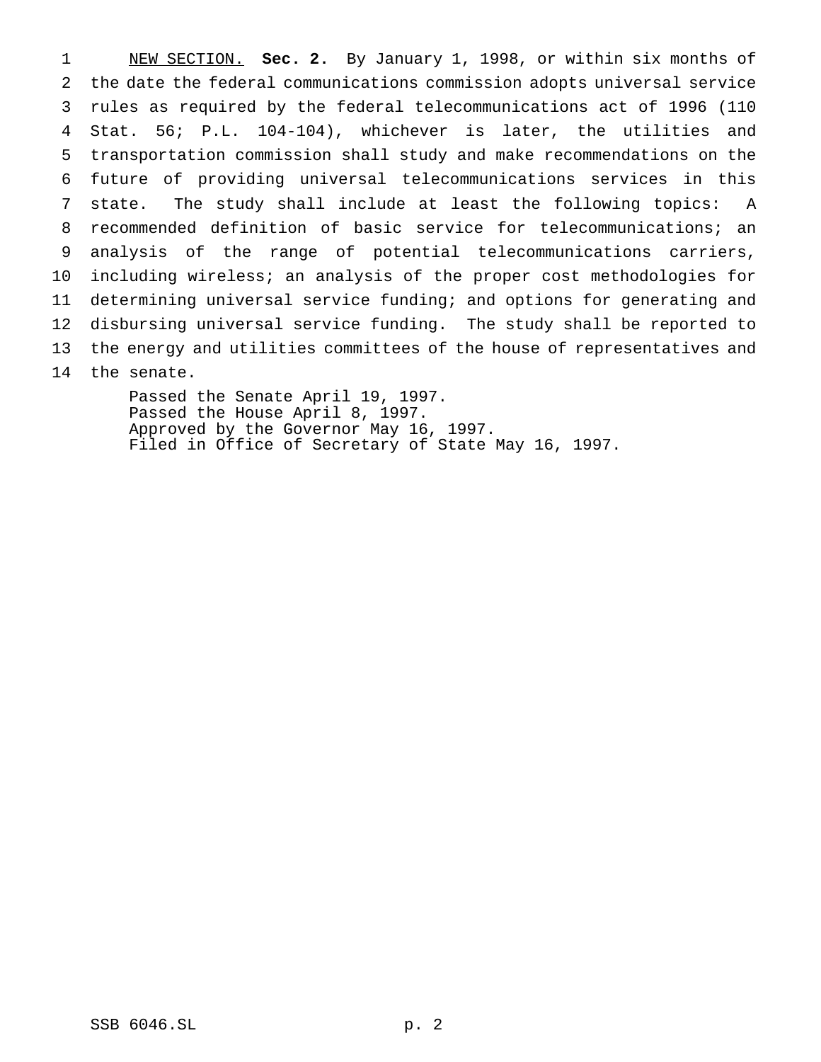NEW SECTION. **Sec. 2.** By January 1, 1998, or within six months of the date the federal communications commission adopts universal service rules as required by the federal telecommunications act of 1996 (110 Stat. 56; P.L. 104-104), whichever is later, the utilities and transportation commission shall study and make recommendations on the future of providing universal telecommunications services in this state. The study shall include at least the following topics: A recommended definition of basic service for telecommunications; an analysis of the range of potential telecommunications carriers, including wireless; an analysis of the proper cost methodologies for determining universal service funding; and options for generating and disbursing universal service funding. The study shall be reported to the energy and utilities committees of the house of representatives and the senate.

Passed the Senate April 19, 1997.
Passed the House April 8, 1997.
Approved by the Governor May 16, 1997.
Filed in Office of Secretary of State May 16, 1997.